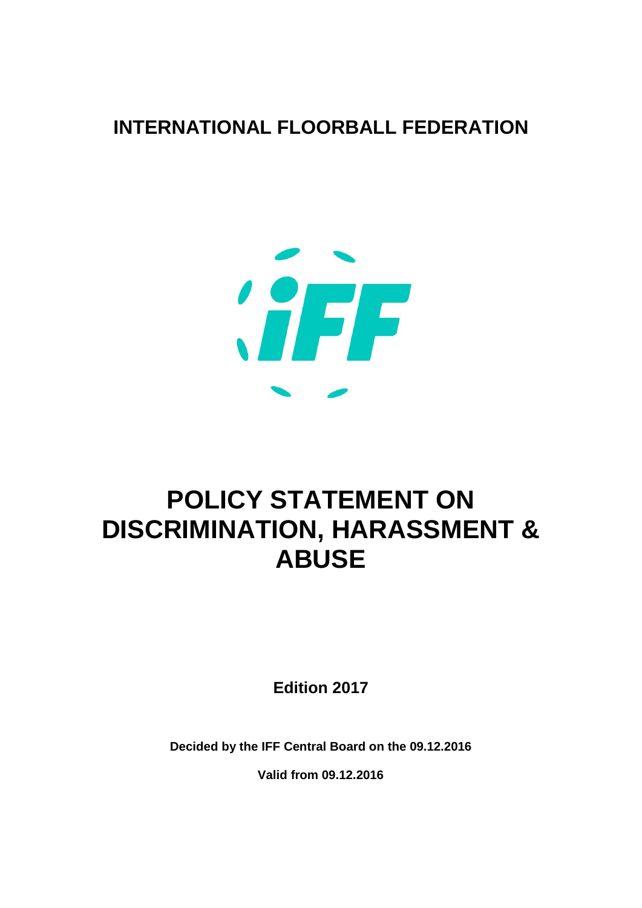# INTERNATIONAL FLOORBALL FEDERATION

# POLICY STATEMENT ON DISCRIMINATION, HARASSMENT & ABUSE

**Edition 2017**

**Decided by the IFF Central Board on the 09.12.2016**

**Valid from 09.12.2016**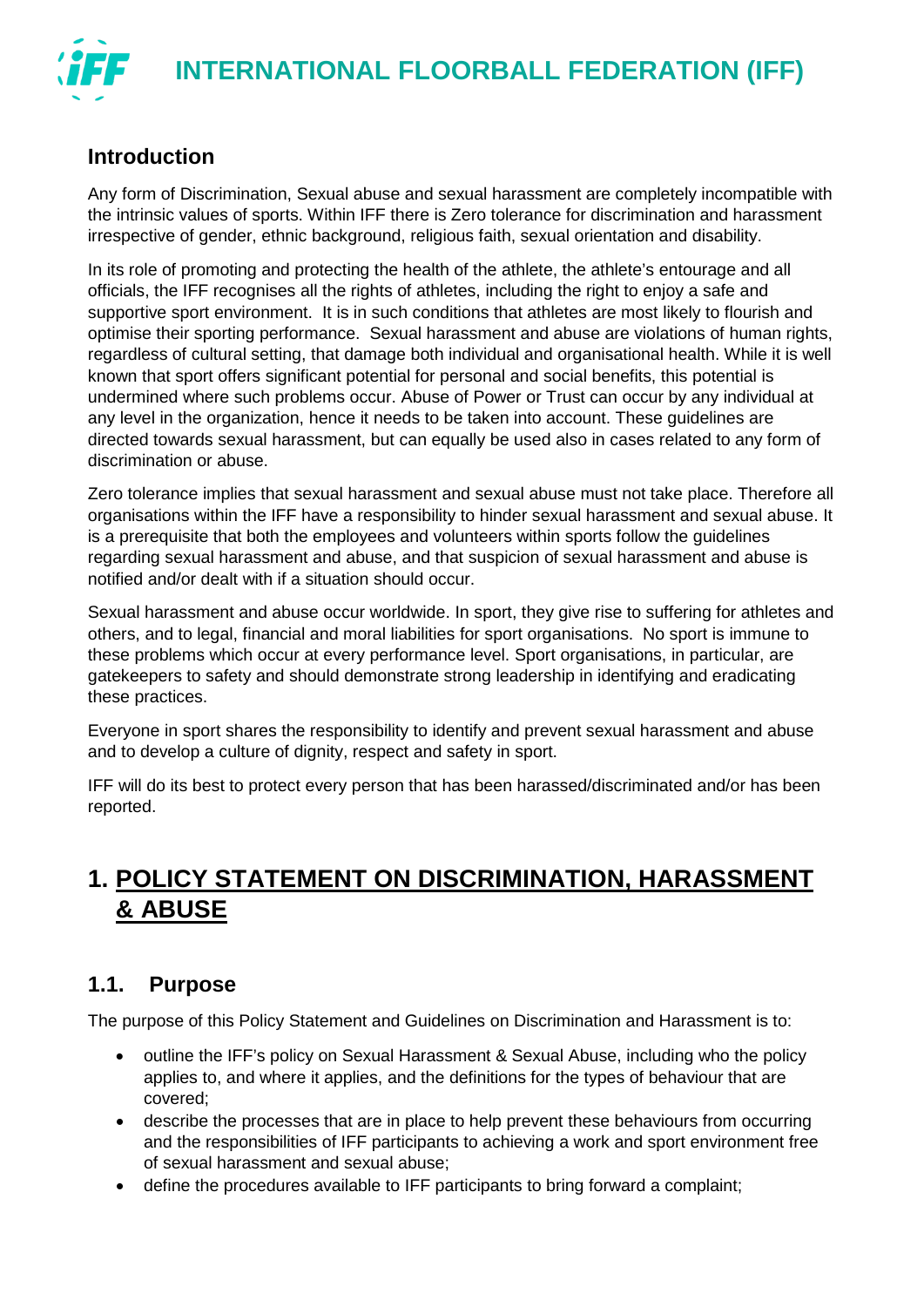## Introduction

Any form of Discrimination, Sexual abuse and sexual harassment are completely incompatible with the intrinsic values of sports. Within IFF there is Zero tolerance for discrimination and harassment irrespective of gender, ethnic background, religious faith, sexual orientation and disability.

In its role of promoting and protecting the health of the athlete, the athlete's entourage and all officials, the IFF recognises all the rights of athletes, including the right to enjoy a safe and supportive sport environment. It is in such conditions that athletes are most likely to flourish and optimise their sporting performance. Sexual harassment and abuse are violations of human rights, regardless of cultural setting, that damage both individual and organisational health. While it is well known that sport offers significant potential for personal and social benefits, this potential is undermined where such problems occur. Abuse of Power or Trust can occur by any individual at any level in the organization, hence it needs to be taken into account. These guidelines are directed towards sexual harassment, but can equally be used also in cases related to any form of discrimination or abuse.

Zero tolerance implies that sexual harassment and sexual abuse must not take place. Therefore all organisations within the IFF have a responsibility to hinder sexual harassment and sexual abuse. It is a prerequisite that both the employees and volunteers within sports follow the guidelines regarding sexual harassment and abuse, and that suspicion of sexual harassment and abuse is notified and/or dealt with if a situation should occur.

Sexual harassment and abuse occur worldwide. In sport, they give rise to suffering for athletes and others, and to legal, financial and moral liabilities for sport organisations. No sport is immune to these problems which occur at every performance level. Sport organisations, in particular, are gatekeepers to safety and should demonstrate strong leadership in identifying and eradicating these practices.

Everyone in sport shares the responsibility to identify and prevent sexual harassment and abuse and to develop a culture of dignity, respect and safety in sport.

IFF will do its best to protect every person that has been harassed/discriminated and/or has been reported.

# 1. POLICY STATEMENT ON DISCRIMINATION, HARASSMENT & ABUSE

## 1.1. Purpose

The purpose of this Policy Statement and Guidelines on Discrimination and Harassment is to:

- outline the IFF's policy on Sexual Harassment & Sexual Abuse, including who the policy applies to, and where it applies, and the definitions for the types of behaviour that are covered;
- describe the processes that are in place to help prevent these behaviours from occurring and the responsibilities of IFF participants to achieving a work and sport environment free of sexual harassment and sexual abuse;
- define the procedures available to IFF participants to bring forward a complaint;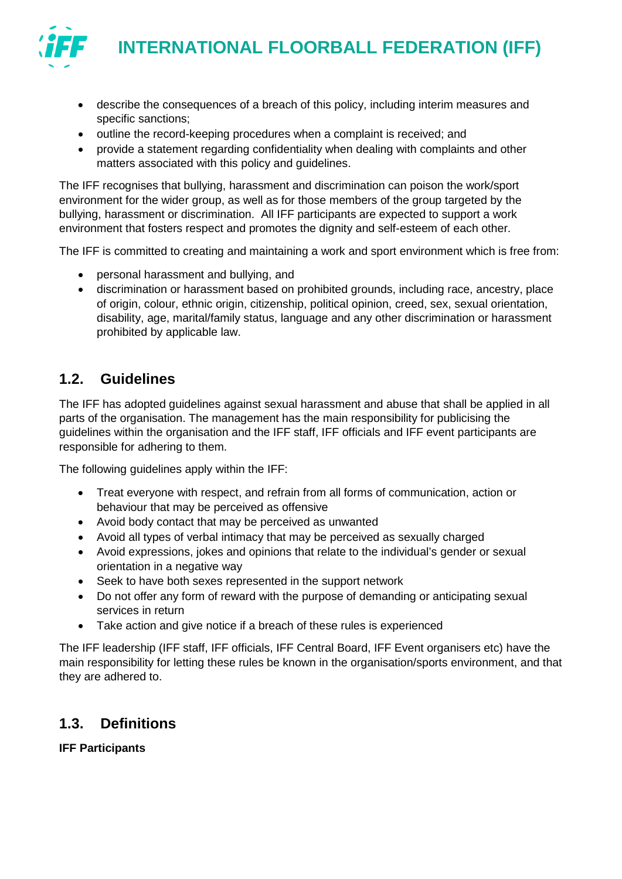- describe the consequences of a breach of this policy, including interim measures and specific sanctions;
- outline the record-keeping procedures when a complaint is received; and
- provide a statement regarding confidentiality when dealing with complaints and other matters associated with this policy and guidelines.

The IFF recognises that bullying, harassment and discrimination can poison the work/sport environment for the wider group, as well as for those members of the group targeted by the bullying, harassment or discrimination. All IFF participants are expected to support a work environment that fosters respect and promotes the dignity and self-esteem of each other.

The IFF is committed to creating and maintaining a work and sport environment which is free from:

- personal harassment and bullying, and
- discrimination or harassment based on prohibited grounds, including race, ancestry, place of origin, colour, ethnic origin, citizenship, political opinion, creed, sex, sexual orientation, disability, age, marital/family status, language and any other discrimination or harassment prohibited by applicable law.

## 1.2. Guidelines

The IFF has adopted guidelines against sexual harassment and abuse that shall be applied in all parts of the organisation. The management has the main responsibility for publicising the guidelines within the organisation and the IFF staff, IFF officials and IFF event participants are responsible for adhering to them.

The following guidelines apply within the IFF:

- Treat everyone with respect, and refrain from all forms of communication, action or behaviour that may be perceived as offensive
- Avoid body contact that may be perceived as unwanted
- Avoid all types of verbal intimacy that may be perceived as sexually charged
- Avoid expressions, jokes and opinions that relate to the individual's gender or sexual orientation in a negative way
- Seek to have both sexes represented in the support network
- Do not offer any form of reward with the purpose of demanding or anticipating sexual services in return
- Take action and give notice if a breach of these rules is experienced

The IFF leadership (IFF staff, IFF officials, IFF Central Board, IFF Event organisers etc) have the main responsibility for letting these rules be known in the organisation/sports environment, and that they are adhered to.

## 1.3. Definitions

**IFF Participants**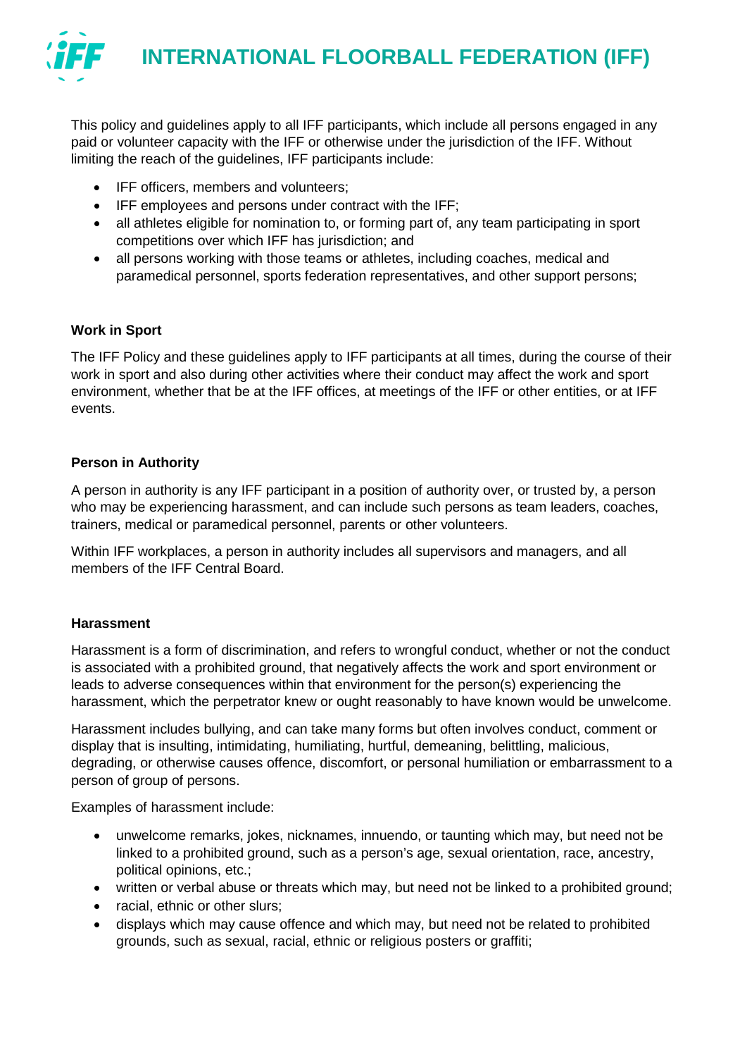This policy and guidelines apply to all IFF participants, which include all persons engaged in any paid or volunteer capacity with the IFF or otherwise under the jurisdiction of the IFF. Without limiting the reach of the guidelines, IFF participants include:

- IFF officers, members and volunteers;
- IFF employees and persons under contract with the IFF;
- all athletes eligible for nomination to, or forming part of, any team participating in sport competitions over which IFF has jurisdiction; and
- all persons working with those teams or athletes, including coaches, medical and paramedical personnel, sports federation representatives, and other support persons;

**Work in Sport**

The IFF Policy and these guidelines apply to IFF participants at all times, during the course of their work in sport and also during other activities where their conduct may affect the work and sport environment, whether that be at the IFF offices, at meetings of the IFF or other entities, or at IFF events.

**Person in Authority**

A person in authority is any IFF participant in a position of authority over, or trusted by, a person who may be experiencing harassment, and can include such persons as team leaders, coaches, trainers, medical or paramedical personnel, parents or other volunteers.

Within IFF workplaces, a person in authority includes all supervisors and managers, and all members of the IFF Central Board.

**Harassment**

Harassment is a form of discrimination, and refers to wrongful conduct, whether or not the conduct is associated with a prohibited ground, that negatively affects the work and sport environment or leads to adverse consequences within that environment for the person(s) experiencing the harassment, which the perpetrator knew or ought reasonably to have known would be unwelcome.

Harassment includes bullying, and can take many forms but often involves conduct, comment or display that is insulting, intimidating, humiliating, hurtful, demeaning, belittling, malicious, degrading, or otherwise causes offence, discomfort, or personal humiliation or embarrassment to a person of group of persons.

Examples of harassment include:

- unwelcome remarks, jokes, nicknames, innuendo, or taunting which may, but need not be linked to a prohibited ground, such as a person's age, sexual orientation, race, ancestry, political opinions, etc.;
- written or verbal abuse or threats which may, but need not be linked to a prohibited ground;
- racial, ethnic or other slurs;
- displays which may cause offence and which may, but need not be related to prohibited grounds, such as sexual, racial, ethnic or religious posters or graffiti;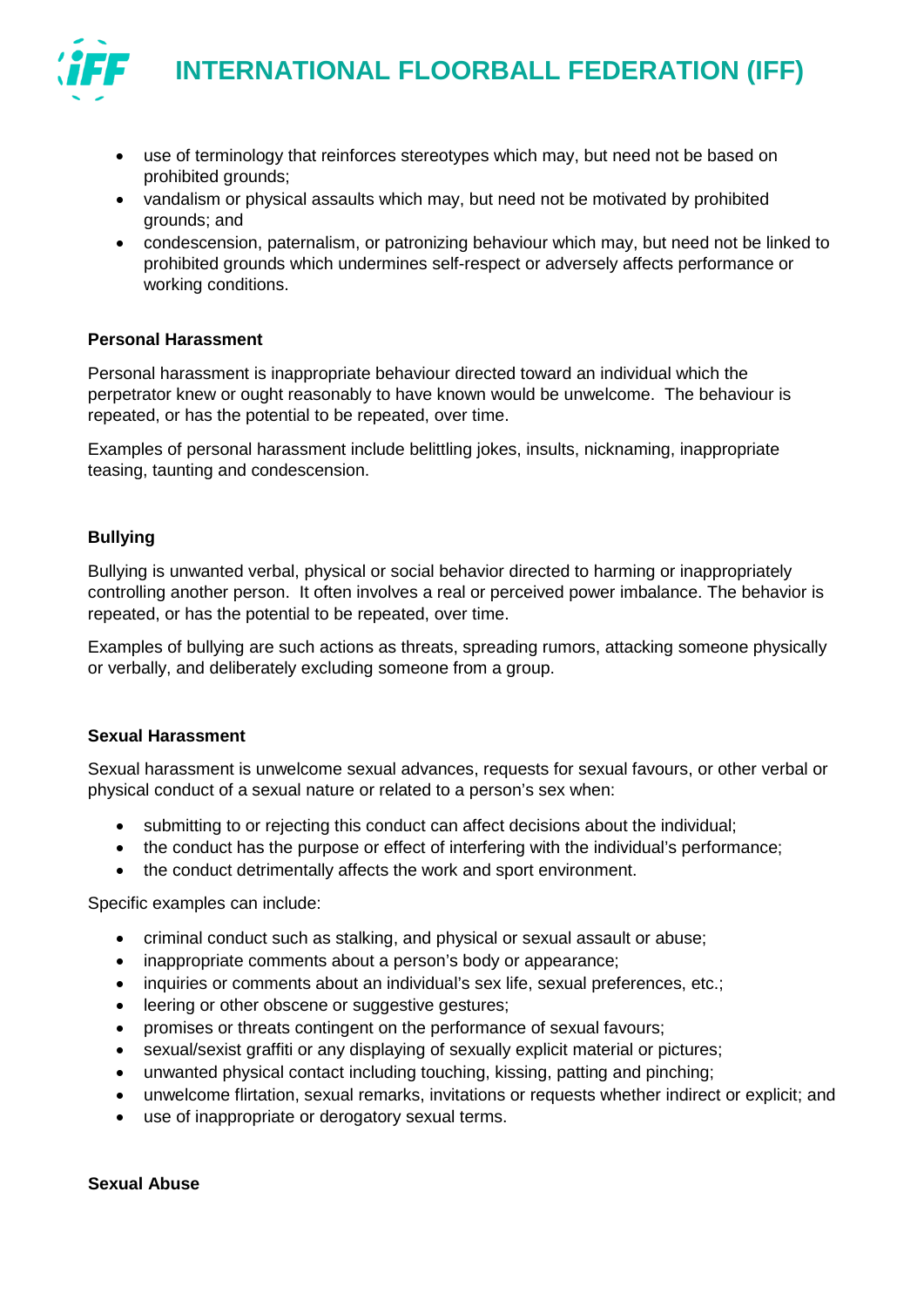- use of terminology that reinforces stereotypes which may, but need not be based on prohibited grounds;
- vandalism or physical assaults which may, but need not be motivated by prohibited grounds; and
- condescension, paternalism, or patronizing behaviour which may, but need not be linked to prohibited grounds which undermines self-respect or adversely affects performance or working conditions.

**Personal Harassment**

Personal harassment is inappropriate behaviour directed toward an individual which the perpetrator knew or ought reasonably to have known would be unwelcome. The behaviour is repeated, or has the potential to be repeated, over time.

Examples of personal harassment include belittling jokes, insults, nicknaming, inappropriate teasing, taunting and condescension.

**Bullying**

Bullying is unwanted verbal, physical or social behavior directed to harming or inappropriately controlling another person. It often involves a real or perceived power imbalance. The behavior is repeated, or has the potential to be repeated, over time.

Examples of bullying are such actions as threats, spreading rumors, attacking someone physically or verbally, and deliberately excluding someone from a group.

**Sexual Harassment**

Sexual harassment is unwelcome sexual advances, requests for sexual favours, or other verbal or physical conduct of a sexual nature or related to a person's sex when:

- submitting to or rejecting this conduct can affect decisions about the individual;
- the conduct has the purpose or effect of interfering with the individual's performance;
- the conduct detrimentally affects the work and sport environment.

Specific examples can include:

- criminal conduct such as stalking, and physical or sexual assault or abuse;
- inappropriate comments about a person's body or appearance;
- inquiries or comments about an individual's sex life, sexual preferences, etc.;
- leering or other obscene or suggestive gestures;
- promises or threats contingent on the performance of sexual favours;
- sexual/sexist graffiti or any displaying of sexually explicit material or pictures;
- unwanted physical contact including touching, kissing, patting and pinching;
- unwelcome flirtation, sexual remarks, invitations or requests whether indirect or explicit; and
- use of inappropriate or derogatory sexual terms.

**Sexual Abuse**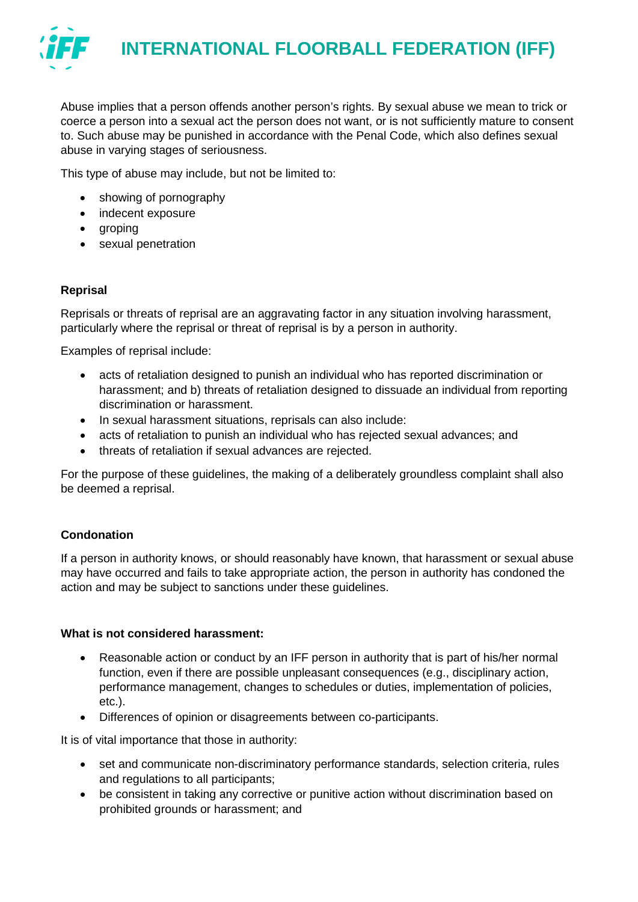Abuse implies that a person offends another person's rights. By sexual abuse we mean to trick or coerce a person into a sexual act the person does not want, or is not sufficiently mature to consent to. Such abuse may be punished in accordance with the Penal Code, which also defines sexual abuse in varying stages of seriousness.

This type of abuse may include, but not be limited to:

- showing of pornography
- indecent exposure
- groping
- sexual penetration

**Reprisal**

Reprisals or threats of reprisal are an aggravating factor in any situation involving harassment, particularly where the reprisal or threat of reprisal is by a person in authority.

Examples of reprisal include:

- acts of retaliation designed to punish an individual who has reported discrimination or harassment; and b) threats of retaliation designed to dissuade an individual from reporting discrimination or harassment.
- In sexual harassment situations, reprisals can also include:
- acts of retaliation to punish an individual who has rejected sexual advances; and
- threats of retaliation if sexual advances are rejected.

For the purpose of these guidelines, the making of a deliberately groundless complaint shall also be deemed a reprisal.

**Condonation**

If a person in authority knows, or should reasonably have known, that harassment or sexual abuse may have occurred and fails to take appropriate action, the person in authority has condoned the action and may be subject to sanctions under these guidelines.

**What is not considered harassment:**

- Reasonable action or conduct by an IFF person in authority that is part of his/her normal function, even if there are possible unpleasant consequences (e.g., disciplinary action, performance management, changes to schedules or duties, implementation of policies, etc.).
- Differences of opinion or disagreements between co-participants.

It is of vital importance that those in authority:

- set and communicate non-discriminatory performance standards, selection criteria, rules and regulations to all participants;
- be consistent in taking any corrective or punitive action without discrimination based on prohibited grounds or harassment; and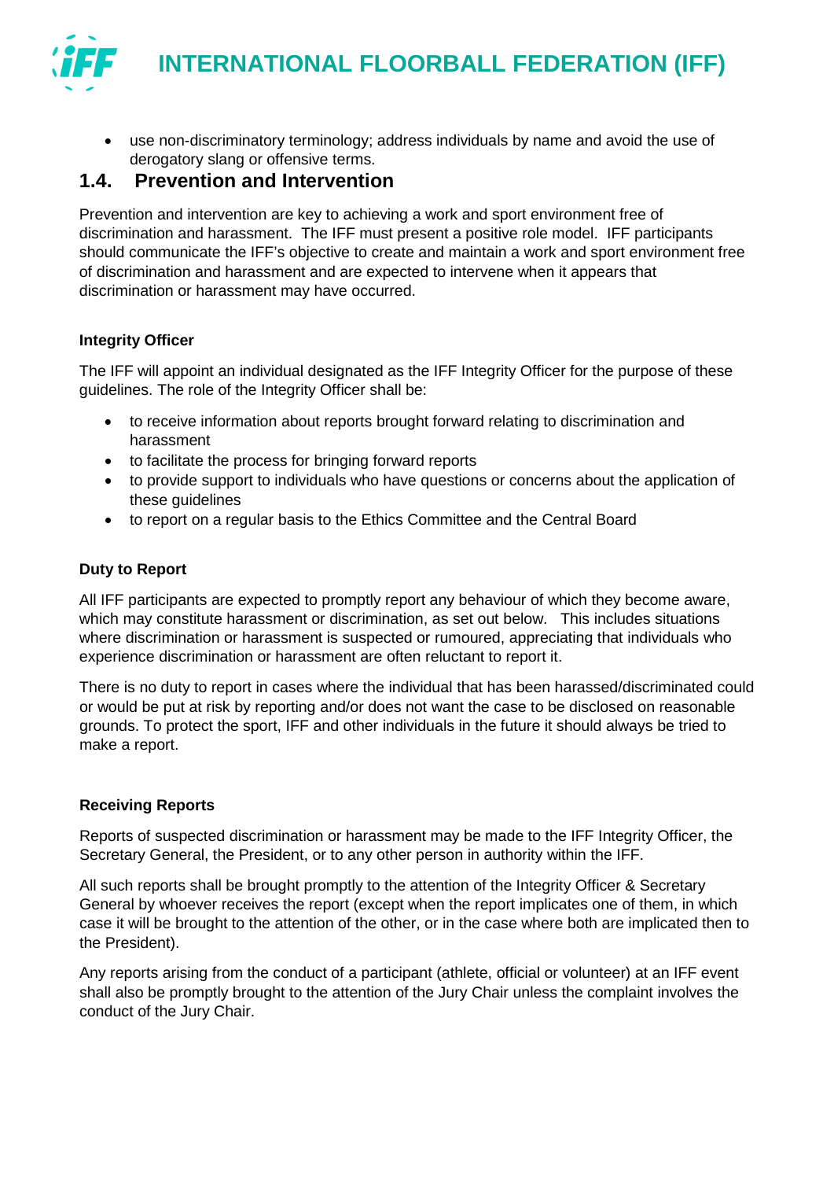- use non-discriminatory terminology; address individuals by name and avoid the use of derogatory slang or offensive terms.

## 1.4. Prevention and Intervention

Prevention and intervention are key to achieving a work and sport environment free of discrimination and harassment. The IFF must present a positive role model. IFF participants should communicate the IFF's objective to create and maintain a work and sport environment free of discrimination and harassment and are expected to intervene when it appears that discrimination or harassment may have occurred.

**Integrity Officer**

The IFF will appoint an individual designated as the IFF Integrity Officer for the purpose of these guidelines. The role of the Integrity Officer shall be:

- to receive information about reports brought forward relating to discrimination and harassment
- to facilitate the process for bringing forward reports
- to provide support to individuals who have questions or concerns about the application of these guidelines
- to report on a regular basis to the Ethics Committee and the Central Board

**Duty to Report**

All IFF participants are expected to promptly report any behaviour of which they become aware, which may constitute harassment or discrimination, as set out below. This includes situations where discrimination or harassment is suspected or rumoured, appreciating that individuals who experience discrimination or harassment are often reluctant to report it.

There is no duty to report in cases where the individual that has been harassed/discriminated could or would be put at risk by reporting and/or does not want the case to be disclosed on reasonable grounds. To protect the sport, IFF and other individuals in the future it should always be tried to make a report.

**Receiving Reports**

Reports of suspected discrimination or harassment may be made to the IFF Integrity Officer, the Secretary General, the President, or to any other person in authority within the IFF.

All such reports shall be brought promptly to the attention of the Integrity Officer & Secretary General by whoever receives the report (except when the report implicates one of them, in which case it will be brought to the attention of the other, or in the case where both are implicated then to the President).

Any reports arising from the conduct of a participant (athlete, official or volunteer) at an IFF event shall also be promptly brought to the attention of the Jury Chair unless the complaint involves the conduct of the Jury Chair.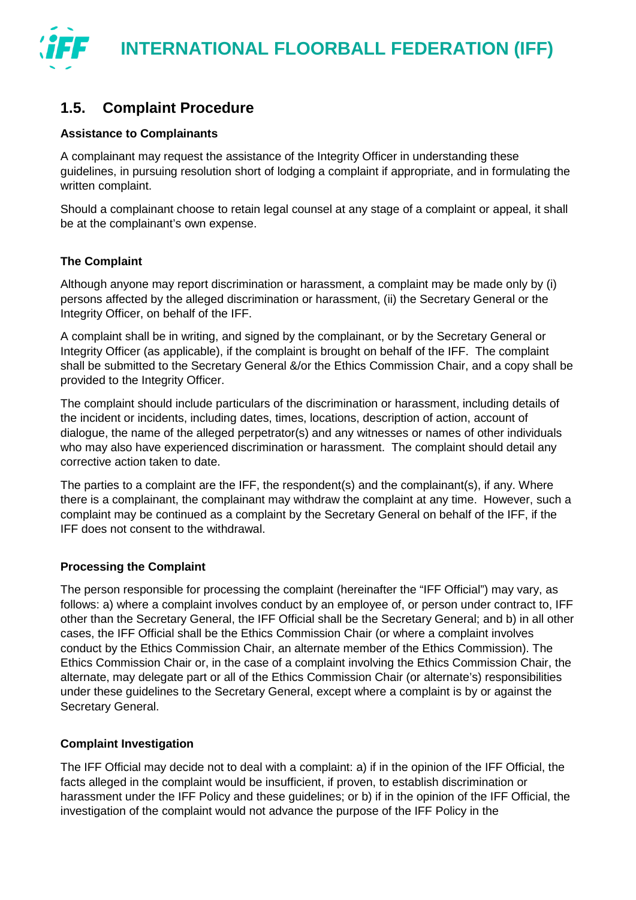## 1.5. Complaint Procedure

**Assistance to Complainants**

A complainant may request the assistance of the Integrity Officer in understanding these guidelines, in pursuing resolution short of lodging a complaint if appropriate, and in formulating the written complaint.

Should a complainant choose to retain legal counsel at any stage of a complaint or appeal, it shall be at the complainant's own expense.

**The Complaint**

Although anyone may report discrimination or harassment, a complaint may be made only by (i) persons affected by the alleged discrimination or harassment, (ii) the Secretary General or the Integrity Officer, on behalf of the IFF.

A complaint shall be in writing, and signed by the complainant, or by the Secretary General or Integrity Officer (as applicable), if the complaint is brought on behalf of the IFF. The complaint shall be submitted to the Secretary General &/or the Ethics Commission Chair, and a copy shall be provided to the Integrity Officer.

The complaint should include particulars of the discrimination or harassment, including details of the incident or incidents, including dates, times, locations, description of action, account of dialogue, the name of the alleged perpetrator(s) and any witnesses or names of other individuals who may also have experienced discrimination or harassment. The complaint should detail any corrective action taken to date.

The parties to a complaint are the IFF, the respondent(s) and the complainant(s), if any. Where there is a complainant, the complainant may withdraw the complaint at any time. However, such a complaint may be continued as a complaint by the Secretary General on behalf of the IFF, if the IFF does not consent to the withdrawal.

**Processing the Complaint**

The person responsible for processing the complaint (hereinafter the "IFF Official") may vary, as follows: a) where a complaint involves conduct by an employee of, or person under contract to, IFF other than the Secretary General, the IFF Official shall be the Secretary General; and b) in all other cases, the IFF Official shall be the Ethics Commission Chair (or where a complaint involves conduct by the Ethics Commission Chair, an alternate member of the Ethics Commission). The Ethics Commission Chair or, in the case of a complaint involving the Ethics Commission Chair, the alternate, may delegate part or all of the Ethics Commission Chair (or alternate's) responsibilities under these guidelines to the Secretary General, except where a complaint is by or against the Secretary General.

**Complaint Investigation**

The IFF Official may decide not to deal with a complaint: a) if in the opinion of the IFF Official, the facts alleged in the complaint would be insufficient, if proven, to establish discrimination or harassment under the IFF Policy and these guidelines; or b) if in the opinion of the IFF Official, the investigation of the complaint would not advance the purpose of the IFF Policy in the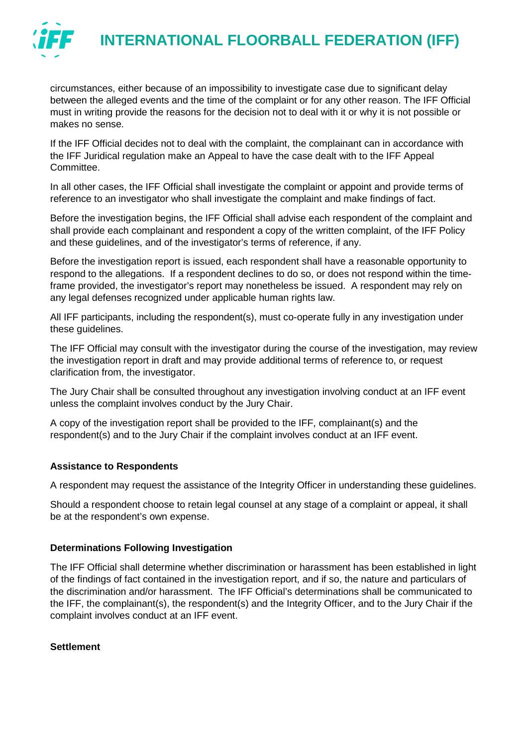circumstances, either because of an impossibility to investigate case due to significant delay between the alleged events and the time of the complaint or for any other reason. The IFF Official must in writing provide the reasons for the decision not to deal with it or why it is not possible or makes no sense.

If the IFF Official decides not to deal with the complaint, the complainant can in accordance with the IFF Juridical regulation make an Appeal to have the case dealt with to the IFF Appeal Committee.

In all other cases, the IFF Official shall investigate the complaint or appoint and provide terms of reference to an investigator who shall investigate the complaint and make findings of fact.

Before the investigation begins, the IFF Official shall advise each respondent of the complaint and shall provide each complainant and respondent a copy of the written complaint, of the IFF Policy and these guidelines, and of the investigator's terms of reference, if any.

Before the investigation report is issued, each respondent shall have a reasonable opportunity to respond to the allegations. If a respondent declines to do so, or does not respond within the time-frame provided, the investigator's report may nonetheless be issued. A respondent may rely on any legal defenses recognized under applicable human rights law.

All IFF participants, including the respondent(s), must co-operate fully in any investigation under these guidelines.

The IFF Official may consult with the investigator during the course of the investigation, may review the investigation report in draft and may provide additional terms of reference to, or request clarification from, the investigator.

The Jury Chair shall be consulted throughout any investigation involving conduct at an IFF event unless the complaint involves conduct by the Jury Chair.

A copy of the investigation report shall be provided to the IFF, complainant(s) and the respondent(s) and to the Jury Chair if the complaint involves conduct at an IFF event.

**Assistance to Respondents**

A respondent may request the assistance of the Integrity Officer in understanding these guidelines.

Should a respondent choose to retain legal counsel at any stage of a complaint or appeal, it shall be at the respondent's own expense.

**Determinations Following Investigation**

The IFF Official shall determine whether discrimination or harassment has been established in light of the findings of fact contained in the investigation report, and if so, the nature and particulars of the discrimination and/or harassment. The IFF Official's determinations shall be communicated to the IFF, the complainant(s), the respondent(s) and the Integrity Officer, and to the Jury Chair if the complaint involves conduct at an IFF event.

**Settlement**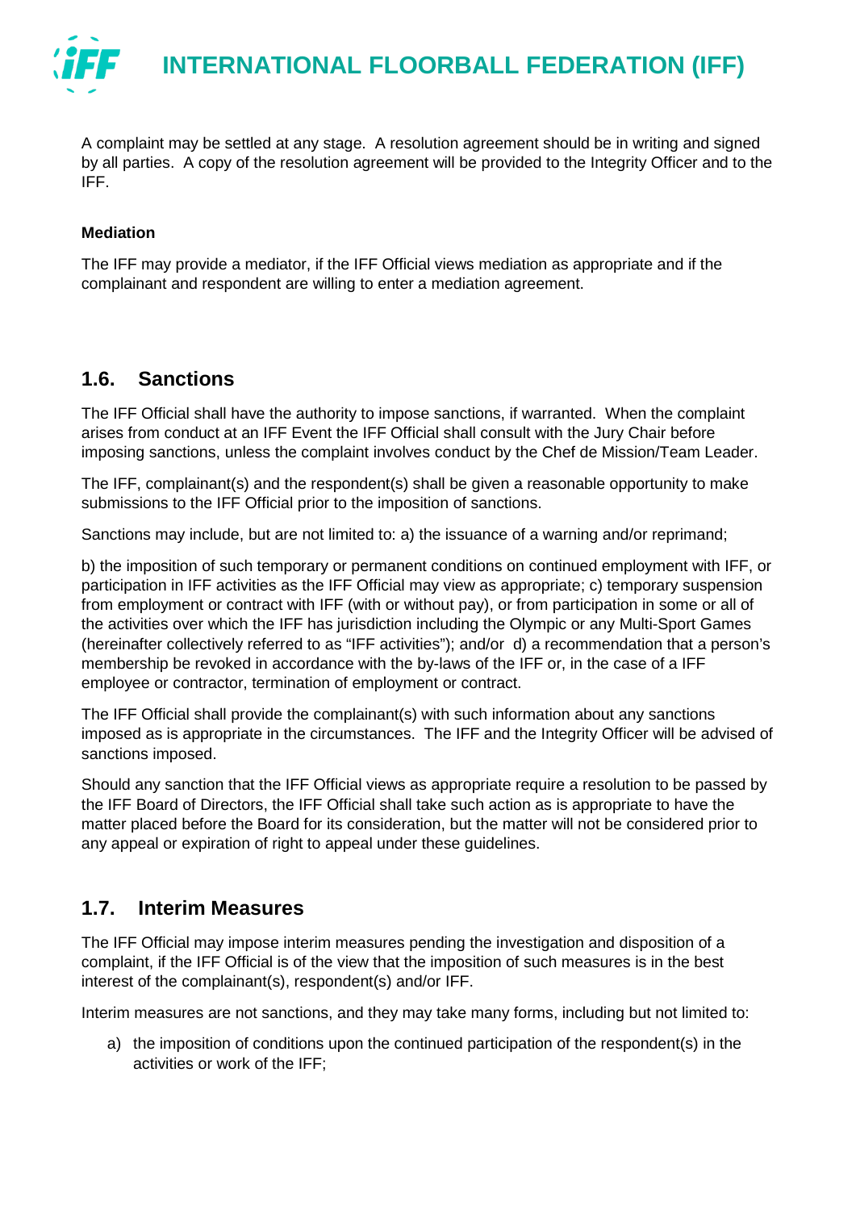A complaint may be settled at any stage. A resolution agreement should be in writing and signed by all parties. A copy of the resolution agreement will be provided to the Integrity Officer and to the IFF.

**Mediation**

The IFF may provide a mediator, if the IFF Official views mediation as appropriate and if the complainant and respondent are willing to enter a mediation agreement.

## 1.6. Sanctions

The IFF Official shall have the authority to impose sanctions, if warranted. When the complaint arises from conduct at an IFF Event the IFF Official shall consult with the Jury Chair before imposing sanctions, unless the complaint involves conduct by the Chef de Mission/Team Leader.

The IFF, complainant(s) and the respondent(s) shall be given a reasonable opportunity to make submissions to the IFF Official prior to the imposition of sanctions.

Sanctions may include, but are not limited to: a) the issuance of a warning and/or reprimand;

b) the imposition of such temporary or permanent conditions on continued employment with IFF, or participation in IFF activities as the IFF Official may view as appropriate; c) temporary suspension from employment or contract with IFF (with or without pay), or from participation in some or all of the activities over which the IFF has jurisdiction including the Olympic or any Multi-Sport Games (hereinafter collectively referred to as "IFF activities"); and/or d) a recommendation that a person's membership be revoked in accordance with the by-laws of the IFF or, in the case of a IFF employee or contractor, termination of employment or contract.

The IFF Official shall provide the complainant(s) with such information about any sanctions imposed as is appropriate in the circumstances. The IFF and the Integrity Officer will be advised of sanctions imposed.

Should any sanction that the IFF Official views as appropriate require a resolution to be passed by the IFF Board of Directors, the IFF Official shall take such action as is appropriate to have the matter placed before the Board for its consideration, but the matter will not be considered prior to any appeal or expiration of right to appeal under these guidelines.

## 1.7. Interim Measures

The IFF Official may impose interim measures pending the investigation and disposition of a complaint, if the IFF Official is of the view that the imposition of such measures is in the best interest of the complainant(s), respondent(s) and/or IFF.

Interim measures are not sanctions, and they may take many forms, including but not limited to:

a) the imposition of conditions upon the continued participation of the respondent(s) in the activities or work of the IFF;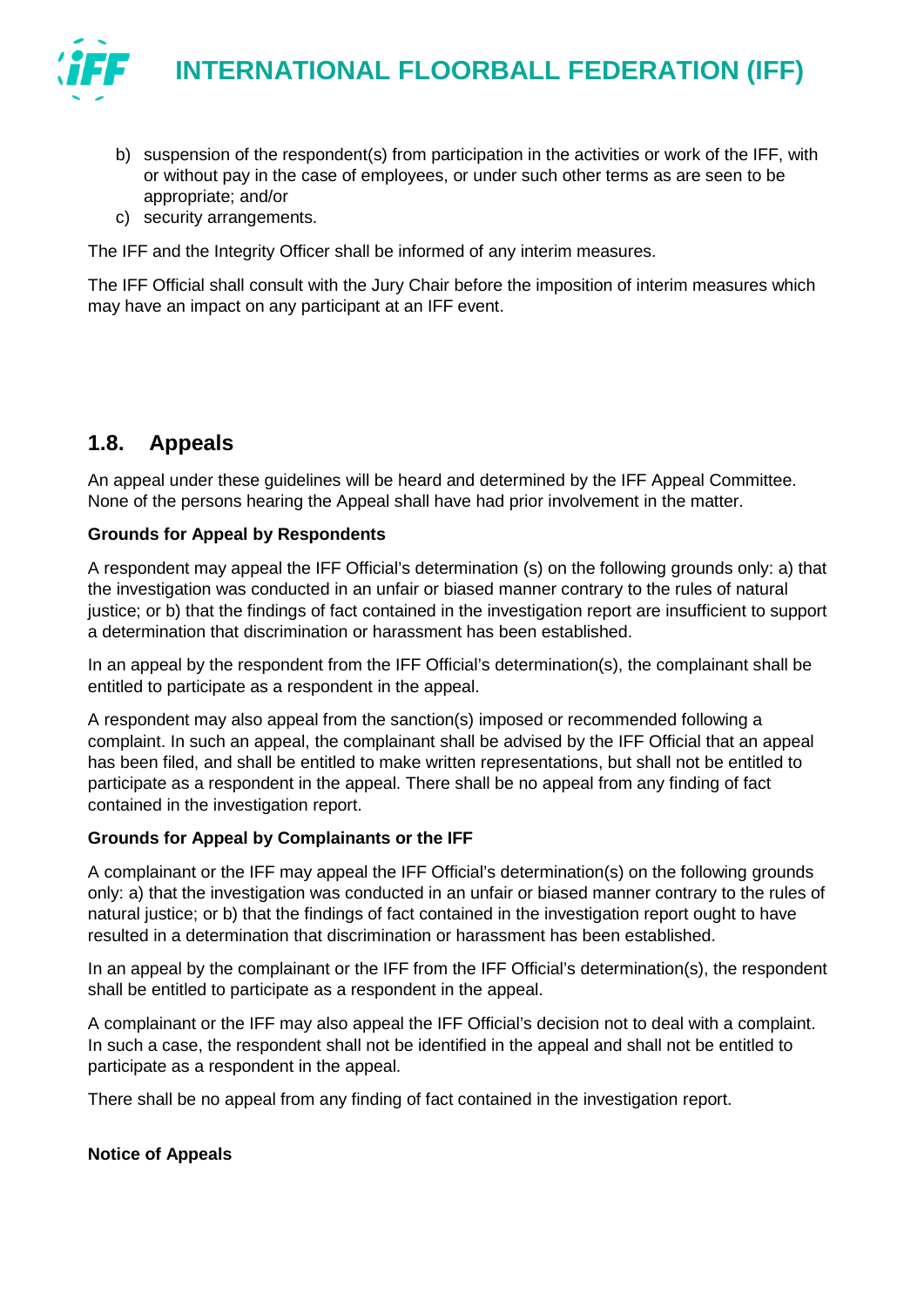b) suspension of the respondent(s) from participation in the activities or work of the IFF, with or without pay in the case of employees, or under such other terms as are seen to be appropriate; and/or
c) security arrangements.

The IFF and the Integrity Officer shall be informed of any interim measures.

The IFF Official shall consult with the Jury Chair before the imposition of interim measures which may have an impact on any participant at an IFF event.

## 1.8. Appeals

An appeal under these guidelines will be heard and determined by the IFF Appeal Committee. None of the persons hearing the Appeal shall have had prior involvement in the matter.

**Grounds for Appeal by Respondents**

A respondent may appeal the IFF Official's determination (s) on the following grounds only: a) that the investigation was conducted in an unfair or biased manner contrary to the rules of natural justice; or b) that the findings of fact contained in the investigation report are insufficient to support a determination that discrimination or harassment has been established.

In an appeal by the respondent from the IFF Official's determination(s), the complainant shall be entitled to participate as a respondent in the appeal.

A respondent may also appeal from the sanction(s) imposed or recommended following a complaint. In such an appeal, the complainant shall be advised by the IFF Official that an appeal has been filed, and shall be entitled to make written representations, but shall not be entitled to participate as a respondent in the appeal. There shall be no appeal from any finding of fact contained in the investigation report.

**Grounds for Appeal by Complainants or the IFF**

A complainant or the IFF may appeal the IFF Official's determination(s) on the following grounds only: a) that the investigation was conducted in an unfair or biased manner contrary to the rules of natural justice; or b) that the findings of fact contained in the investigation report ought to have resulted in a determination that discrimination or harassment has been established.

In an appeal by the complainant or the IFF from the IFF Official's determination(s), the respondent shall be entitled to participate as a respondent in the appeal.

A complainant or the IFF may also appeal the IFF Official's decision not to deal with a complaint. In such a case, the respondent shall not be identified in the appeal and shall not be entitled to participate as a respondent in the appeal.

There shall be no appeal from any finding of fact contained in the investigation report.

**Notice of Appeals**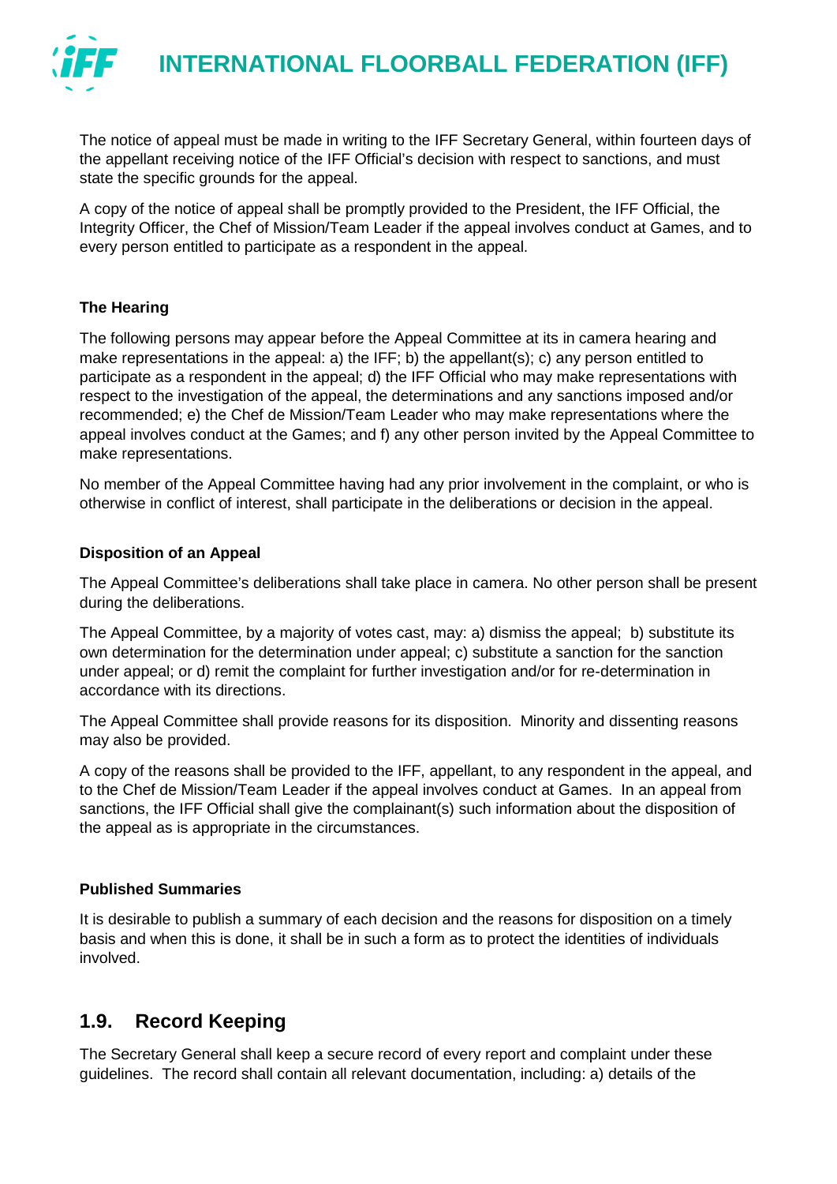The notice of appeal must be made in writing to the IFF Secretary General, within fourteen days of the appellant receiving notice of the IFF Official's decision with respect to sanctions, and must state the specific grounds for the appeal.

A copy of the notice of appeal shall be promptly provided to the President, the IFF Official, the Integrity Officer, the Chef of Mission/Team Leader if the appeal involves conduct at Games, and to every person entitled to participate as a respondent in the appeal.

**The Hearing**

The following persons may appear before the Appeal Committee at its in camera hearing and make representations in the appeal: a) the IFF; b) the appellant(s); c) any person entitled to participate as a respondent in the appeal; d) the IFF Official who may make representations with respect to the investigation of the appeal, the determinations and any sanctions imposed and/or recommended; e) the Chef de Mission/Team Leader who may make representations where the appeal involves conduct at the Games; and f) any other person invited by the Appeal Committee to make representations.

No member of the Appeal Committee having had any prior involvement in the complaint, or who is otherwise in conflict of interest, shall participate in the deliberations or decision in the appeal.

**Disposition of an Appeal**

The Appeal Committee's deliberations shall take place in camera. No other person shall be present during the deliberations.

The Appeal Committee, by a majority of votes cast, may: a) dismiss the appeal; b) substitute its own determination for the determination under appeal; c) substitute a sanction for the sanction under appeal; or d) remit the complaint for further investigation and/or for re-determination in accordance with its directions.

The Appeal Committee shall provide reasons for its disposition. Minority and dissenting reasons may also be provided.

A copy of the reasons shall be provided to the IFF, appellant, to any respondent in the appeal, and to the Chef de Mission/Team Leader if the appeal involves conduct at Games. In an appeal from sanctions, the IFF Official shall give the complainant(s) such information about the disposition of the appeal as is appropriate in the circumstances.

**Published Summaries**

It is desirable to publish a summary of each decision and the reasons for disposition on a timely basis and when this is done, it shall be in such a form as to protect the identities of individuals involved.

## 1.9. Record Keeping

The Secretary General shall keep a secure record of every report and complaint under these guidelines. The record shall contain all relevant documentation, including: a) details of the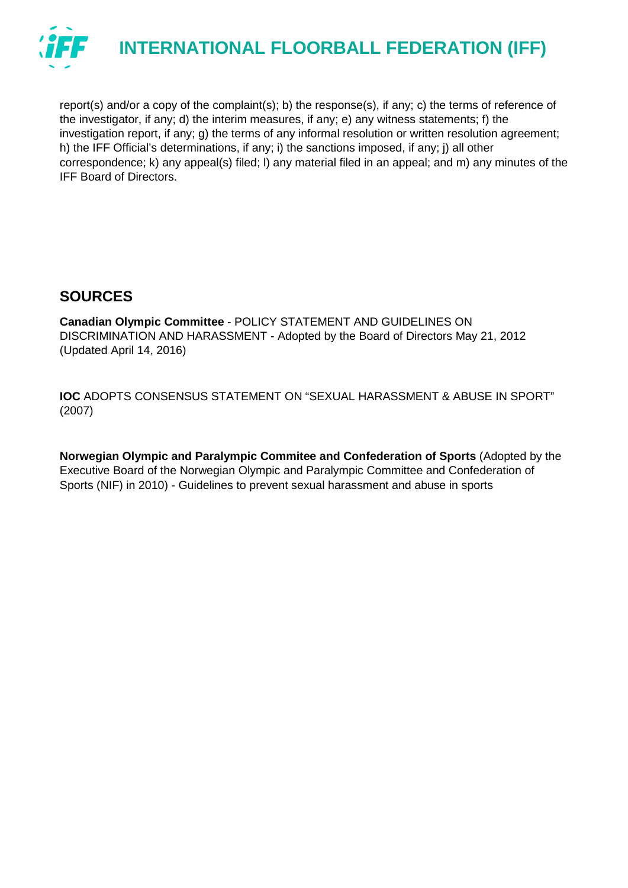report(s) and/or a copy of the complaint(s); b) the response(s), if any; c) the terms of reference of the investigator, if any; d) the interim measures, if any; e) any witness statements; f) the investigation report, if any; g) the terms of any informal resolution or written resolution agreement; h) the IFF Official's determinations, if any; i) the sanctions imposed, if any; j) all other correspondence; k) any appeal(s) filed; l) any material filed in an appeal; and m) any minutes of the IFF Board of Directors.

## SOURCES

**Canadian Olympic Committee** - POLICY STATEMENT AND GUIDELINES ON DISCRIMINATION AND HARASSMENT - Adopted by the Board of Directors May 21, 2012 (Updated April 14, 2016)

**IOC** ADOPTS CONSENSUS STATEMENT ON "SEXUAL HARASSMENT & ABUSE IN SPORT" (2007)

**Norwegian Olympic and Paralympic Commitee and Confederation of Sports** (Adopted by the Executive Board of the Norwegian Olympic and Paralympic Committee and Confederation of Sports (NIF) in 2010) - Guidelines to prevent sexual harassment and abuse in sports